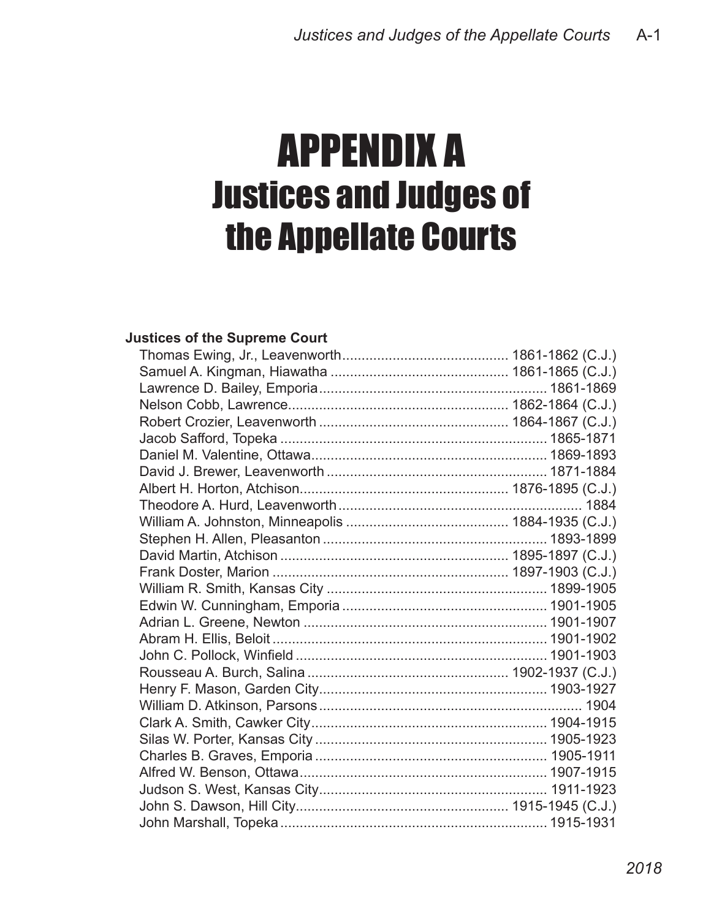# APPENDIX A
## Justices and Judges of the Appellate Courts

**Justices of the Supreme Court**

Thomas Ewing, Jr., Leavenworth.......................................... 1861-1862 (C.J.)
Samuel A. Kingman, Hiawatha ............................................. 1861-1865 (C.J.)
Lawrence D. Bailey, Emporia.......................................................... 1861-1869
Nelson Cobb, Lawrence........................................................ 1862-1864 (C.J.)
Robert Crozier, Leavenworth ................................................ 1864-1867 (C.J.)
Jacob Safford, Topeka .................................................................... 1865-1871
Daniel M. Valentine, Ottawa............................................................ 1869-1893
David J. Brewer, Leavenworth ........................................................ 1871-1884
Albert H. Horton, Atchison.................................................... 1876-1895 (C.J.)
Theodore A. Hurd, Leavenworth............................................................... 1884
William A. Johnston, Minneapolis .......................................... 1884-1935 (C.J.)
Stephen H. Allen, Pleasanton ......................................................... 1893-1899
David Martin, Atchison .......................................................... 1895-1897 (C.J.)
Frank Doster, Marion ............................................................ 1897-1903 (C.J.)
William R. Smith, Kansas City ......................................................... 1899-1905
Edwin W. Cunningham, Emporia .................................................... 1901-1905
Adrian L. Greene, Newton .............................................................. 1901-1907
Abram H. Ellis, Beloit ...................................................................... 1901-1902
John C. Pollock, Winfield ................................................................ 1901-1903
Rousseau A. Burch, Salina ................................................... 1902-1937 (C.J.)
Henry F. Mason, Garden City.......................................................... 1903-1927
William D. Atkinson, Parsons................................................................... 1904
Clark A. Smith, Cawker City............................................................ 1904-1915
Silas W. Porter, Kansas City ........................................................... 1905-1923
Charles B. Graves, Emporia ........................................................... 1905-1911
Alfred W. Benson, Ottawa............................................................... 1907-1915
Judson S. West, Kansas City.......................................................... 1911-1923
John S. Dawson, Hill City...................................................... 1915-1945 (C.J.)
John Marshall, Topeka .................................................................... 1915-1931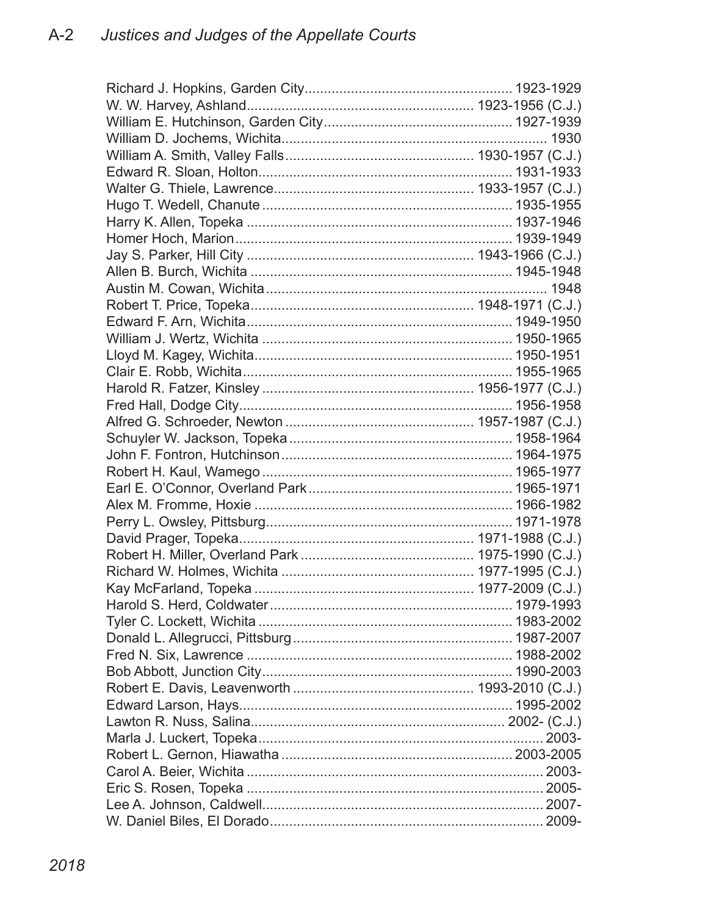Richard J. Hopkins, Garden City.................................................... 1923-1929
W. W. Harvey, Ashland........................................................ 1923-1956 (C.J.)
William E. Hutchinson, Garden City................................................ 1927-1939
William D. Jochems, Wichita.................................................................... 1930
William A. Smith, Valley Falls................................................ 1930-1957 (C.J.)
Edward R. Sloan, Holton................................................................ 1931-1933
Walter G. Thiele, Lawrence.................................................. 1933-1957 (C.J.)
Hugo T. Wedell, Chanute ................................................................ 1935-1955
Harry K. Allen, Topeka .................................................................... 1937-1946
Homer Hoch, Marion....................................................................... 1939-1949
Jay S. Parker, Hill City ......................................................... 1943-1966 (C.J.)
Allen B. Burch, Wichita ................................................................... 1945-1948
Austin M. Cowan, Wichita........................................................................ 1948
Robert T. Price, Topeka......................................................... 1948-1971 (C.J.)
Edward F. Arn, Wichita.................................................................... 1949-1950
William J. Wertz, Wichita ................................................................ 1950-1965
Lloyd M. Kagey, Wichita.................................................................. 1950-1951
Clair E. Robb, Wichita..................................................................... 1955-1965
Harold R. Fatzer, Kinsley ..................................................... 1956-1977 (C.J.)
Fred Hall, Dodge City...................................................................... 1956-1958
Alfred G. Schroeder, Newton ................................................ 1957-1987 (C.J.)
Schuyler W. Jackson, Topeka ......................................................... 1958-1964
John F. Fontron, Hutchinson........................................................... 1964-1975
Robert H. Kaul, Wamego ................................................................ 1965-1977
Earl E. O'Connor, Overland Park.................................................... 1965-1971
Alex M. Fromme, Hoxie .................................................................. 1966-1982
Perry L. Owsley, Pittsburg............................................................... 1971-1978
David Prager, Topeka........................................................... 1971-1988 (C.J.)
Robert H. Miller, Overland Park ............................................ 1975-1990 (C.J.)
Richard W. Holmes, Wichita ................................................. 1977-1995 (C.J.)
Kay McFarland, Topeka ....................................................... 1977-2009 (C.J.)
Harold S. Herd, Coldwater.............................................................. 1979-1993
Tyler C. Lockett, Wichita ................................................................. 1983-2002
Donald L. Allegrucci, Pittsburg........................................................ 1987-2007
Fred N. Six, Lawrence .................................................................... 1988-2002
Bob Abbott, Junction City................................................................ 1990-2003
Robert E. Davis, Leavenworth .............................................. 1993-2010 (C.J.)
Edward Larson, Hays...................................................................... 1995-2002
Lawton R. Nuss, Salina................................................................ 2002- (C.J.)
Marla J. Luckert, Topeka......................................................................... 2003-
Robert L. Gernon, Hiawatha ........................................................... 2003-2005
Carol A. Beier, Wichita ............................................................................ 2003-
Eric S. Rosen, Topeka ............................................................................ 2005-
Lee A. Johnson, Caldwell........................................................................ 2007-
W. Daniel Biles, El Dorado...................................................................... 2009-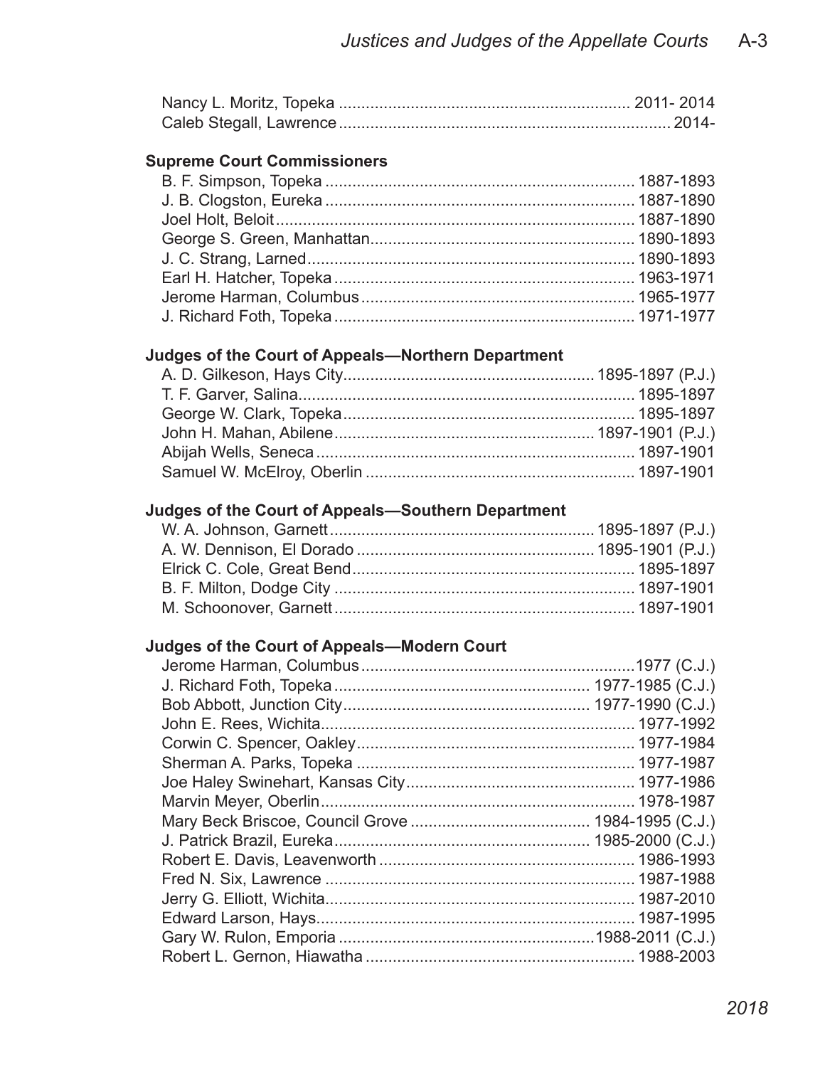Nancy L. Moritz, Topeka ................................................................ 2011- 2014
Caleb Stegall, Lawrence ........................................................................ 2014-

**Supreme Court Commissioners**

B. F. Simpson, Topeka .................................................................... 1887-1893
J. B. Clogston, Eureka .................................................................... 1887-1890
Joel Holt, Beloit ............................................................................... 1887-1890
George S. Green, Manhattan .......................................................... 1890-1893
J. C. Strang, Larned ........................................................................ 1890-1893
Earl H. Hatcher, Topeka .................................................................. 1963-1971
Jerome Harman, Columbus ............................................................ 1965-1977
J. Richard Foth, Topeka .................................................................. 1971-1977

**Judges of the Court of Appeals—Northern Department**

A. D. Gilkeson, Hays City ....................................................... 1895-1897 (P.J.)
T. F. Garver, Salina .......................................................................... 1895-1897
George W. Clark, Topeka ................................................................ 1895-1897
John H. Mahan, Abilene ......................................................... 1897-1901 (P.J.)
Abijah Wells, Seneca ...................................................................... 1897-1901
Samuel W. McElroy, Oberlin ........................................................... 1897-1901

**Judges of the Court of Appeals—Southern Department**

W. A. Johnson, Garnett .......................................................... 1895-1897 (P.J.)
A. W. Dennison, El Dorado .................................................... 1895-1901 (P.J.)
Elrick C. Cole, Great Bend .............................................................. 1895-1897
B. F. Milton, Dodge City .................................................................. 1897-1901
M. Schoonover, Garnett .................................................................. 1897-1901

**Judges of the Court of Appeals—Modern Court**

Jerome Harman, Columbus ............................................................ 1977 (C.J.)
J. Richard Foth, Topeka ........................................................ 1977-1985 (C.J.)
Bob Abbott, Junction City ...................................................... 1977-1990 (C.J.)
John E. Rees, Wichita ..................................................................... 1977-1992
Corwin C. Spencer, Oakley ............................................................. 1977-1984
Sherman A. Parks, Topeka ............................................................. 1977-1987
Joe Haley Swinehart, Kansas City .................................................. 1977-1986
Marvin Meyer, Oberlin ..................................................................... 1978-1987
Mary Beck Briscoe, Council Grove ....................................... 1984-1995 (C.J.)
J. Patrick Brazil, Eureka ........................................................ 1985-2000 (C.J.)
Robert E. Davis, Leavenworth ........................................................ 1986-1993
Fred N. Six, Lawrence .................................................................... 1987-1988
Jerry G. Elliott, Wichita .................................................................... 1987-2010
Edward Larson, Hays ...................................................................... 1987-1995
Gary W. Rulon, Emporia ........................................................ 1988-2011 (C.J.)
Robert L. Gernon, Hiawatha ........................................................... 1988-2003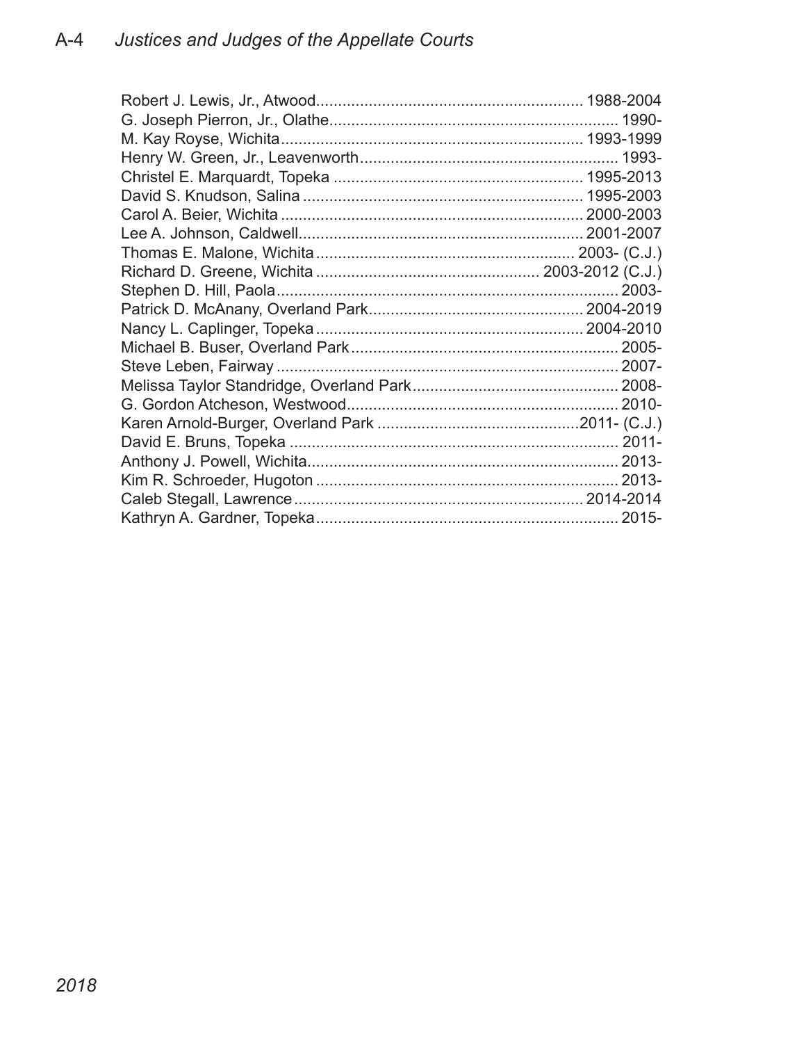Robert J. Lewis, Jr., Atwood............................................................ 1988-2004
G. Joseph Pierron, Jr., Olathe................................................................. 1990-
M. Kay Royse, Wichita.................................................................... 1993-1999
Henry W. Green, Jr., Leavenworth.......................................................... 1993-
Christel E. Marquardt, Topeka ......................................................... 1995-2013
David S. Knudson, Salina ............................................................... 1995-2003
Carol A. Beier, Wichita .................................................................... 2000-2003
Lee A. Johnson, Caldwell................................................................ 2001-2007
Thomas E. Malone, Wichita.......................................................... 2003- (C.J.)
Richard D. Greene, Wichita .................................................. 2003-2012 (C.J.)
Stephen D. Hill, Paola............................................................................. 2003-
Patrick D. McAnany, Overland Park................................................ 2004-2019
Nancy L. Caplinger, Topeka ............................................................ 2004-2010
Michael B. Buser, Overland Park ............................................................ 2005-
Steve Leben, Fairway .............................................................................. 2007-
Melissa Taylor Standridge, Overland Park............................................... 2008-
G. Gordon Atcheson, Westwood............................................................. 2010-
Karen Arnold-Burger, Overland Park ..............................................2011- (C.J.)
David E. Bruns, Topeka ........................................................................... 2011-
Anthony J. Powell, Wichita....................................................................... 2013-
Kim R. Schroeder, Hugoton ..................................................................... 2013-
Caleb Stegall, Lawrence................................................................. 2014-2014
Kathryn A. Gardner, Topeka..................................................................... 2015-